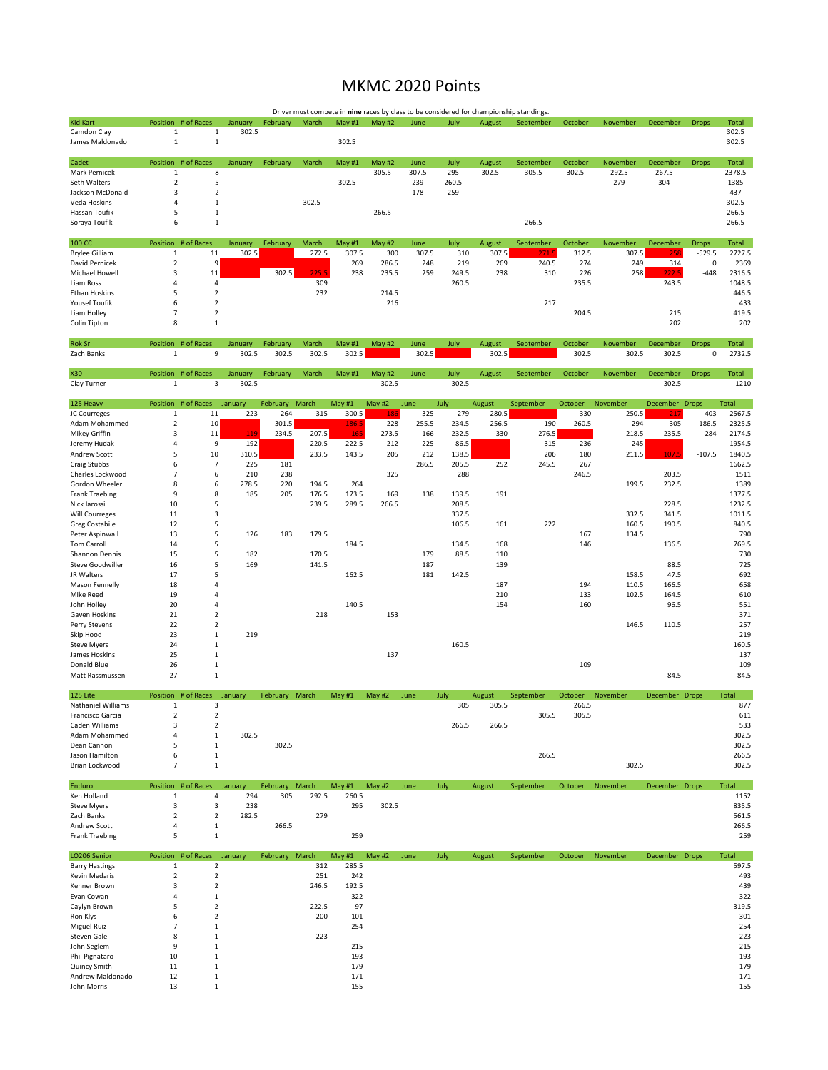# MKMC 2020 Points

Driver must compete in **nine** races by class to be considered for championship standings.

| Kid Kart | Position | # of Races | January | February | March | May #1 | May #2 | June | July | August | September | October | November | December | Drops | Total |
|---|---|---|---|---|---|---|---|---|---|---|---|---|---|---|---|---|
| Camdon Clay | 1 | 1 | 302.5 | | | | | | | | | | | | | 302.5 |
| James Maldonado | 1 | 1 | | | | 302.5 | | | | | | | | | | 302.5 |

| Cadet | Position | # of Races | January | February | March | May #1 | May #2 | June | July | August | September | October | November | December | Drops | Total |
|---|---|---|---|---|---|---|---|---|---|---|---|---|---|---|---|---|
| Mark Pernicek | 1 | 8 | | | | | 305.5 | 307.5 | 295 | 302.5 | 305.5 | 302.5 | 292.5 | 267.5 | | 2378.5 |
| Seth Walters | 2 | 5 | | | | 302.5 | | 239 | 260.5 | | | | 279 | 304 | | 1385 |
| Jackson McDonald | 3 | 2 | | | | | | 178 | 259 | | | | | | | 437 |
| Veda Hoskins | 4 | 1 | | | 302.5 | | | | | | | | | | | 302.5 |
| Hassan Toufik | 5 | 1 | | | | | 266.5 | | | | | | | | | 266.5 |
| Soraya Toufik | 6 | 1 | | | | | | | | | 266.5 | | | | | 266.5 |

| 100 CC | Position | # of Races | January | February | March | May #1 | May #2 | June | July | August | September | October | November | December | Drops | Total |
|---|---|---|---|---|---|---|---|---|---|---|---|---|---|---|---|---|
| Brylee Gilliam | 1 | 11 | 302.5 | | 272.5 | 307.5 | 300 | 307.5 | 310 | 307.5 | 271.5 | 312.5 | 307.5 | 258 | -529.5 | 2727.5 |
| David Pernicek | 2 | 9 | | | | 269 | 286.5 | 248 | 219 | 269 | 240.5 | 274 | 249 | 314 | 0 | 2369 |
| Michael Howell | 3 | 11 | | 302.5 | 225.5 | 238 | 235.5 | 259 | 249.5 | 238 | 310 | 226 | 258 | 222.5 | -448 | 2316.5 |
| Liam Ross | 4 | 4 | | | 309 | | | | 260.5 | | | 235.5 | | 243.5 | | 1048.5 |
| Ethan Hoskins | 5 | 2 | | | 232 | | 214.5 | | | | | | | | | 446.5 |
| Yousef Toufik | 6 | 2 | | | | | 216 | | | | 217 | | | | | 433 |
| Liam Holley | 7 | 2 | | | | | | | | | | 204.5 | | 215 | | 419.5 |
| Colin Tipton | 8 | 1 | | | | | | | | | | | | 202 | | 202 |

| Rok Sr | Position | # of Races | January | February | March | May #1 | May #2 | June | July | August | September | October | November | December | Drops | Total |
|---|---|---|---|---|---|---|---|---|---|---|---|---|---|---|---|---|
| Zach Banks | 1 | 9 | 302.5 | 302.5 | 302.5 | 302.5 | | 302.5 | | 302.5 | | 302.5 | 302.5 | 302.5 | 0 | 2732.5 |

| X30 | Position | # of Races | January | February | March | May #1 | May #2 | June | July | August | September | October | November | December | Drops | Total |
|---|---|---|---|---|---|---|---|---|---|---|---|---|---|---|---|---|
| Clay Turner | 1 | 3 | 302.5 | | | | 302.5 | | 302.5 | | | | | 302.5 | | 1210 |

| 125 Heavy | Position | # of Races | January | February | March | May #1 | May #2 | June | July | August | September | October | November | December | Drops | Total |
|---|---|---|---|---|---|---|---|---|---|---|---|---|---|---|---|---|
| JC Courreges | 1 | 11 | 223 | 264 | 315 | 300.5 | 186 | 325 | 279 | 280.5 | | 330 | 250.5 | 217 | -403 | 2567.5 |
| Adam Mohammed | 2 | 10 | | 301.5 | | 186.5 | 228 | 255.5 | 234.5 | 256.5 | 190 | 260.5 | 294 | 305 | -186.5 | 2325.5 |
| Mikey Griffin | 3 | 11 | 119 | 234.5 | 207.5 | 165 | 273.5 | 166 | 232.5 | 330 | 276.5 | | 218.5 | 235.5 | -284 | 2174.5 |
| Jeremy Hudak | 4 | 9 | 192 | | 220.5 | 222.5 | 212 | 225 | 86.5 | | 315 | 236 | 245 | | | 1954.5 |
| Andrew Scott | 5 | 10 | 310.5 | | 233.5 | 143.5 | 205 | 212 | 138.5 | | 206 | 180 | 211.5 | 107.5 | -107.5 | 1840.5 |
| Craig Stubbs | 6 | 7 | 225 | 181 | | | | 286.5 | 205.5 | 252 | 245.5 | 267 | | | | 1662.5 |
| Charles Lockwood | 7 | 6 | 210 | 238 | | | 325 | | 288 | | | 246.5 | | 203.5 | | 1511 |
| Gordon Wheeler | 8 | 6 | 278.5 | 220 | 194.5 | 264 | | | | | | | 199.5 | 232.5 | | 1389 |
| Frank Traebing | 9 | 8 | 185 | 205 | 176.5 | 173.5 | 169 | 138 | 139.5 | 191 | | | | | | 1377.5 |
| Nick Iarossi | 10 | 5 | | | 239.5 | 289.5 | 266.5 | | 208.5 | | | | | 228.5 | | 1232.5 |
| Will Courreges | 11 | 3 | | | | | | | 337.5 | | | | 332.5 | 341.5 | | 1011.5 |
| Greg Costabile | 12 | 5 | | | | | | | 106.5 | 161 | 222 | | 160.5 | 190.5 | | 840.5 |
| Peter Aspinwall | 13 | 5 | 126 | 183 | 179.5 | | | | | | | 167 | 134.5 | | | 790 |
| Tom Carroll | 14 | 5 | | | | 184.5 | | | 134.5 | 168 | | 146 | | 136.5 | | 769.5 |
| Shannon Dennis | 15 | 5 | 182 | | 170.5 | | | 179 | 88.5 | 110 | | | | | | 730 |
| Steve Goodwiller | 16 | 5 | 169 | | 141.5 | | | 187 | | 139 | | | | 88.5 | | 725 |
| JR Walters | 17 | 5 | | | | 162.5 | | 181 | 142.5 | | | | 158.5 | 47.5 | | 692 |
| Mason Fennelly | 18 | 4 | | | | | | | | 187 | | 194 | 110.5 | 166.5 | | 658 |
| Mike Reed | 19 | 4 | | | | | | | | 210 | | 133 | 102.5 | 164.5 | | 610 |
| John Holley | 20 | 4 | | | | 140.5 | | | | 154 | | 160 | | 96.5 | | 551 |
| Gaven Hoskins | 21 | 2 | | | 218 | | 153 | | | | | | | | | 371 |
| Perry Stevens | 22 | 2 | | | | | | | | | | | 146.5 | 110.5 | | 257 |
| Skip Hood | 23 | 1 | 219 | | | | | | | | | | | | | 219 |
| Steve Myers | 24 | 1 | | | | | | | 160.5 | | | | | | | 160.5 |
| James Hoskins | 25 | 1 | | | | | 137 | | | | | | | | | 137 |
| Donald Blue | 26 | 1 | | | | | | | | | | 109 | | | | 109 |
| Matt Rassmussen | 27 | 1 | | | | | | | | | | | | 84.5 | | 84.5 |

| 125 Lite | Position | # of Races | January | February | March | May #1 | May #2 | June | July | August | September | October | November | December | Drops | Total |
|---|---|---|---|---|---|---|---|---|---|---|---|---|---|---|---|---|
| Nathaniel Williams | 1 | 3 | | | | | | | 305 | 305.5 | | 266.5 | | | | 877 |
| Francisco Garcia | 2 | 2 | | | | | | | | | 305.5 | 305.5 | | | | 611 |
| Caden Williams | 3 | 2 | | | | | | | 266.5 | 266.5 | | | | | | 533 |
| Adam Mohammed | 4 | 1 | 302.5 | | | | | | | | | | | | | 302.5 |
| Dean Cannon | 5 | 1 | | 302.5 | | | | | | | | | | | | 302.5 |
| Jason Hamilton | 6 | 1 | | | | | | | | | 266.5 | | | | | 266.5 |
| Brian Lockwood | 7 | 1 | | | | | | | | | | | 302.5 | | | 302.5 |

| Enduro | Position | # of Races | January | February | March | May #1 | May #2 | June | July | August | September | October | November | December | Drops | Total |
|---|---|---|---|---|---|---|---|---|---|---|---|---|---|---|---|---|
| Ken Holland | 1 | 4 | 294 | 305 | 292.5 | 260.5 | | | | | | | | | | 1152 |
| Steve Myers | 3 | 3 | 238 | | | 295 | 302.5 | | | | | | | | | 835.5 |
| Zach Banks | 2 | 2 | 282.5 | | 279 | | | | | | | | | | | 561.5 |
| Andrew Scott | 4 | 1 | | 266.5 | | | | | | | | | | | | 266.5 |
| Frank Traebing | 5 | 1 | | | | 259 | | | | | | | | | | 259 |

| LO206 Senior | Position | # of Races | January | February | March | May #1 | May #2 | June | July | August | September | October | November | December | Drops | Total |
|---|---|---|---|---|---|---|---|---|---|---|---|---|---|---|---|---|
| Barry Hastings | 1 | 2 | | | 312 | 285.5 | | | | | | | | | | 597.5 |
| Kevin Medaris | 2 | 2 | | | 251 | 242 | | | | | | | | | | 493 |
| Kenner Brown | 3 | 2 | | | 246.5 | 192.5 | | | | | | | | | | 439 |
| Evan Cowan | 4 | 1 | | | | 322 | | | | | | | | | | 322 |
| Caylyn Brown | 5 | 2 | | | 222.5 | 97 | | | | | | | | | | 319.5 |
| Ron Klys | 6 | 2 | | | 200 | 101 | | | | | | | | | | 301 |
| Miguel Ruiz | 7 | 1 | | | | 254 | | | | | | | | | | 254 |
| Steven Gale | 8 | 1 | | | 223 | | | | | | | | | | | 223 |
| John Seglem | 9 | 1 | | | | 215 | | | | | | | | | | 215 |
| Phil Pignataro | 10 | 1 | | | | 193 | | | | | | | | | | 193 |
| Quincy Smith | 11 | 1 | | | | 179 | | | | | | | | | | 179 |
| Andrew Maldonado | 12 | 1 | | | | 171 | | | | | | | | | | 171 |
| John Morris | 13 | 1 | | | | 155 | | | | | | | | | | 155 |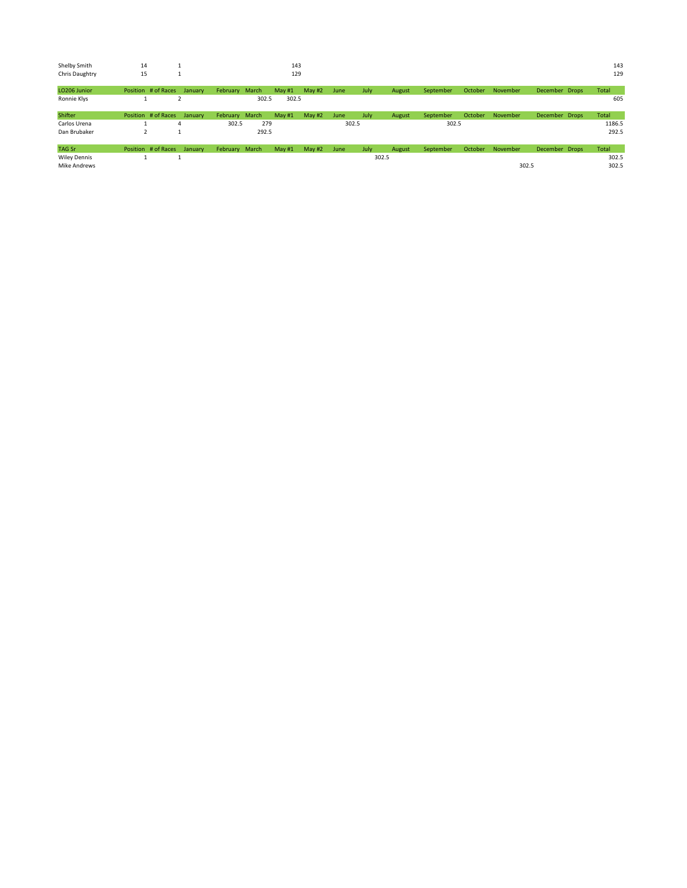| | | | | | | | | | | | | | | | | |
|---|---|---|---|---|---|---|---|---|---|---|---|---|---|---|---|---|
| Shelby Smith | 14 | 1 | | | | 143 | | | | | | | | | | 143 |
| Chris Daughtry | 15 | 1 | | | | 129 | | | | | | | | | | 129 |

| LO206 Junior | Position | # of Races | January | February | March | May #1 | May #2 | June | July | August | September | October | November | December | Drops | Total |
|---|---|---|---|---|---|---|---|---|---|---|---|---|---|---|---|---|
| Ronnie Klys | 1 | 2 | | | 302.5 | 302.5 | | | | | | | | | | 605 |

| Shifter | Position | # of Races | January | February | March | May #1 | May #2 | June | July | August | September | October | November | December | Drops | Total |
|---|---|---|---|---|---|---|---|---|---|---|---|---|---|---|---|---|
| Carlos Urena | 1 | 4 | | 302.5 | 279 | | | 302.5 | | | 302.5 | | | | | 1186.5 |
| Dan Brubaker | 2 | 1 | | | 292.5 | | | | | | | | | | | 292.5 |

| TAG Sr | Position | # of Races | January | February | March | May #1 | May #2 | June | July | August | September | October | November | December | Drops | Total |
|---|---|---|---|---|---|---|---|---|---|---|---|---|---|---|---|---|
| Wiley Dennis | 1 | 1 | | | | | | | 302.5 | | | | | | | 302.5 |
| Mike Andrews | | | | | | | | | | | | | 302.5 | | | 302.5 |